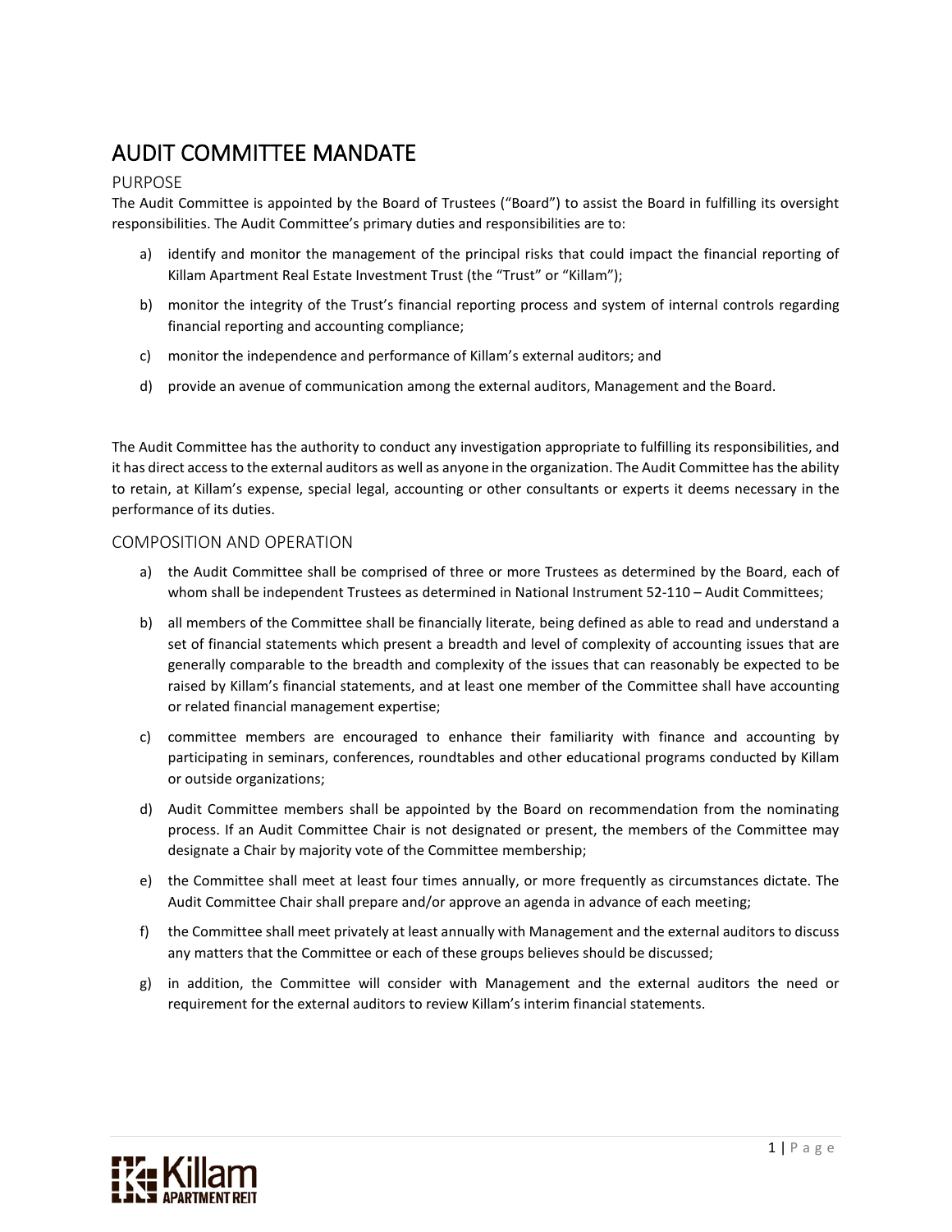# AUDIT COMMITTEE MANDATE

## PURPOSE

The Audit Committee is appointed by the Board of Trustees ("Board") to assist the Board in fulfilling its oversight responsibilities. The Audit Committee's primary duties and responsibilities are to:

a) identify and monitor the management of the principal risks that could impact the financial reporting of Killam Apartment Real Estate Investment Trust (the "Trust" or "Killam");

b) monitor the integrity of the Trust's financial reporting process and system of internal controls regarding financial reporting and accounting compliance;

c) monitor the independence and performance of Killam's external auditors; and

d) provide an avenue of communication among the external auditors, Management and the Board.

The Audit Committee has the authority to conduct any investigation appropriate to fulfilling its responsibilities, and it has direct access to the external auditors as well as anyone in the organization. The Audit Committee has the ability to retain, at Killam's expense, special legal, accounting or other consultants or experts it deems necessary in the performance of its duties.

## COMPOSITION AND OPERATION

a) the Audit Committee shall be comprised of three or more Trustees as determined by the Board, each of whom shall be independent Trustees as determined in National Instrument 52-110 – Audit Committees;

b) all members of the Committee shall be financially literate, being defined as able to read and understand a set of financial statements which present a breadth and level of complexity of accounting issues that are generally comparable to the breadth and complexity of the issues that can reasonably be expected to be raised by Killam's financial statements, and at least one member of the Committee shall have accounting or related financial management expertise;

c) committee members are encouraged to enhance their familiarity with finance and accounting by participating in seminars, conferences, roundtables and other educational programs conducted by Killam or outside organizations;

d) Audit Committee members shall be appointed by the Board on recommendation from the nominating process. If an Audit Committee Chair is not designated or present, the members of the Committee may designate a Chair by majority vote of the Committee membership;

e) the Committee shall meet at least four times annually, or more frequently as circumstances dictate. The Audit Committee Chair shall prepare and/or approve an agenda in advance of each meeting;

f) the Committee shall meet privately at least annually with Management and the external auditors to discuss any matters that the Committee or each of these groups believes should be discussed;

g) in addition, the Committee will consider with Management and the external auditors the need or requirement for the external auditors to review Killam's interim financial statements.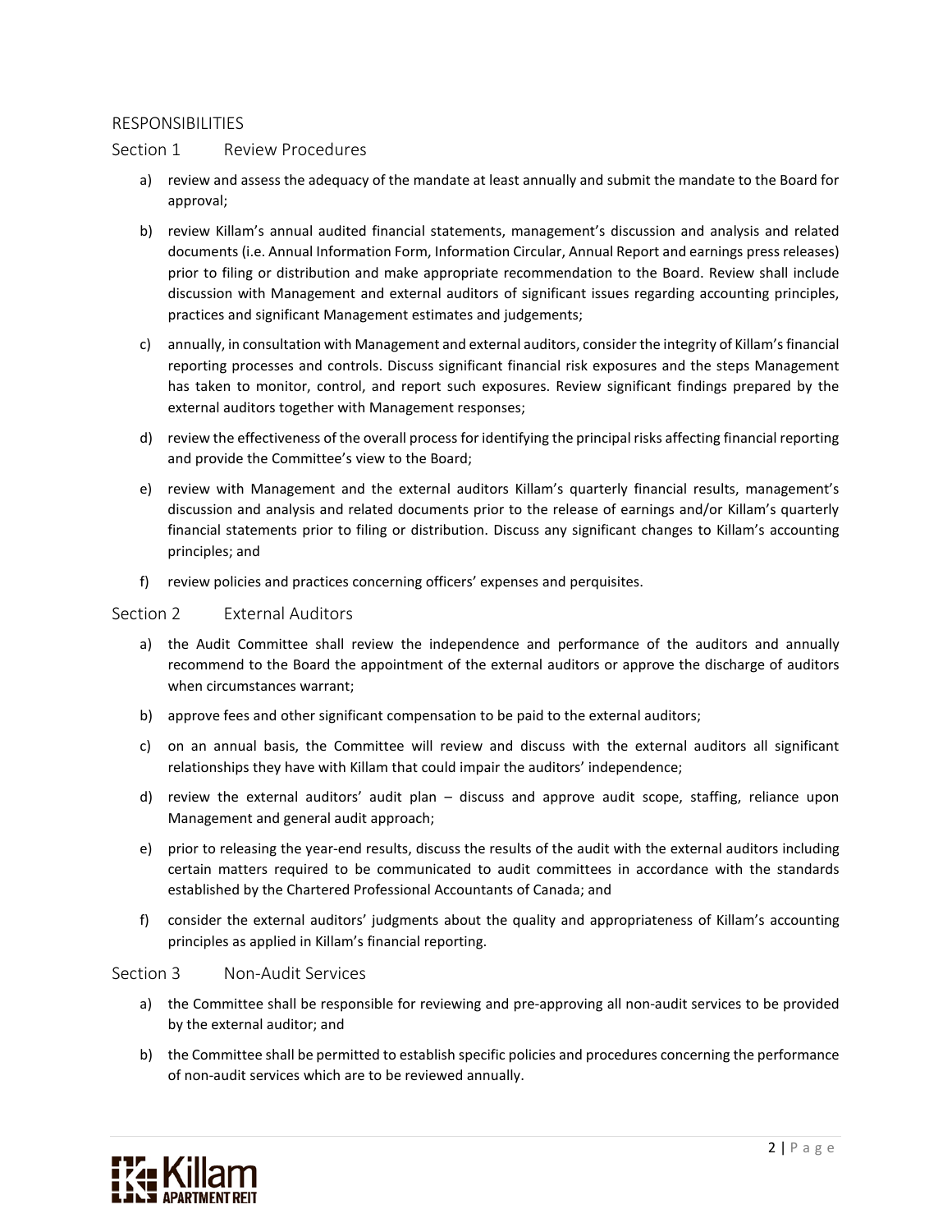## RESPONSIBILITIES

### Section 1 Review Procedures

a) review and assess the adequacy of the mandate at least annually and submit the mandate to the Board for approval;

b) review Killam's annual audited financial statements, management's discussion and analysis and related documents (i.e. Annual Information Form, Information Circular, Annual Report and earnings press releases) prior to filing or distribution and make appropriate recommendation to the Board. Review shall include discussion with Management and external auditors of significant issues regarding accounting principles, practices and significant Management estimates and judgements;

c) annually, in consultation with Management and external auditors, consider the integrity of Killam's financial reporting processes and controls. Discuss significant financial risk exposures and the steps Management has taken to monitor, control, and report such exposures. Review significant findings prepared by the external auditors together with Management responses;

d) review the effectiveness of the overall process for identifying the principal risks affecting financial reporting and provide the Committee's view to the Board;

e) review with Management and the external auditors Killam's quarterly financial results, management's discussion and analysis and related documents prior to the release of earnings and/or Killam's quarterly financial statements prior to filing or distribution. Discuss any significant changes to Killam's accounting principles; and

f) review policies and practices concerning officers' expenses and perquisites.

### Section 2 External Auditors

a) the Audit Committee shall review the independence and performance of the auditors and annually recommend to the Board the appointment of the external auditors or approve the discharge of auditors when circumstances warrant;

b) approve fees and other significant compensation to be paid to the external auditors;

c) on an annual basis, the Committee will review and discuss with the external auditors all significant relationships they have with Killam that could impair the auditors' independence;

d) review the external auditors' audit plan – discuss and approve audit scope, staffing, reliance upon Management and general audit approach;

e) prior to releasing the year-end results, discuss the results of the audit with the external auditors including certain matters required to be communicated to audit committees in accordance with the standards established by the Chartered Professional Accountants of Canada; and

f) consider the external auditors' judgments about the quality and appropriateness of Killam's accounting principles as applied in Killam's financial reporting.

### Section 3 Non-Audit Services

a) the Committee shall be responsible for reviewing and pre-approving all non-audit services to be provided by the external auditor; and

b) the Committee shall be permitted to establish specific policies and procedures concerning the performance of non-audit services which are to be reviewed annually.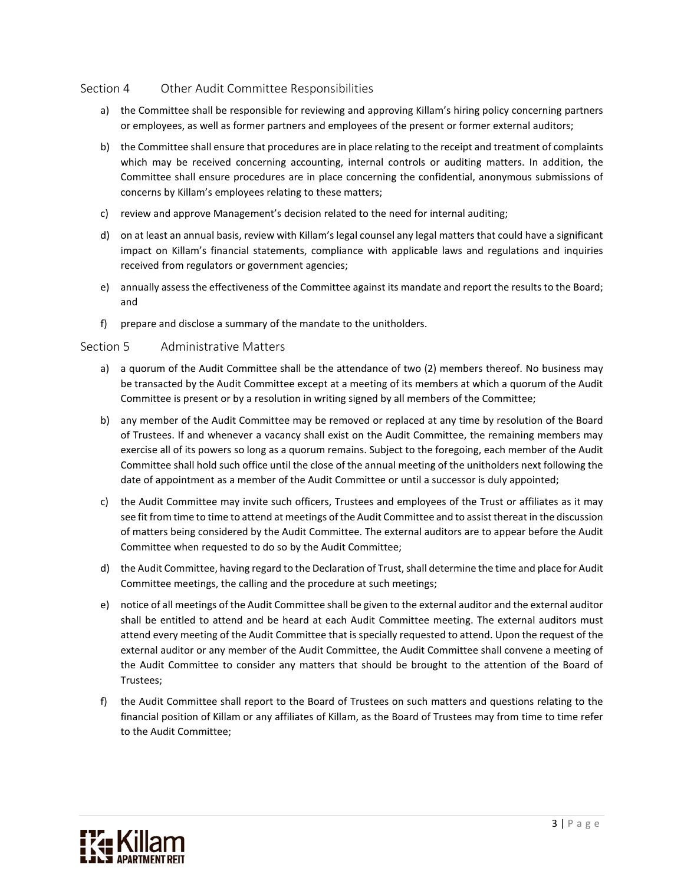## Section 4 Other Audit Committee Responsibilities

a) the Committee shall be responsible for reviewing and approving Killam's hiring policy concerning partners or employees, as well as former partners and employees of the present or former external auditors;

b) the Committee shall ensure that procedures are in place relating to the receipt and treatment of complaints which may be received concerning accounting, internal controls or auditing matters. In addition, the Committee shall ensure procedures are in place concerning the confidential, anonymous submissions of concerns by Killam's employees relating to these matters;

c) review and approve Management's decision related to the need for internal auditing;

d) on at least an annual basis, review with Killam's legal counsel any legal matters that could have a significant impact on Killam's financial statements, compliance with applicable laws and regulations and inquiries received from regulators or government agencies;

e) annually assess the effectiveness of the Committee against its mandate and report the results to the Board; and

f) prepare and disclose a summary of the mandate to the unitholders.

## Section 5 Administrative Matters

a) a quorum of the Audit Committee shall be the attendance of two (2) members thereof. No business may be transacted by the Audit Committee except at a meeting of its members at which a quorum of the Audit Committee is present or by a resolution in writing signed by all members of the Committee;

b) any member of the Audit Committee may be removed or replaced at any time by resolution of the Board of Trustees. If and whenever a vacancy shall exist on the Audit Committee, the remaining members may exercise all of its powers so long as a quorum remains. Subject to the foregoing, each member of the Audit Committee shall hold such office until the close of the annual meeting of the unitholders next following the date of appointment as a member of the Audit Committee or until a successor is duly appointed;

c) the Audit Committee may invite such officers, Trustees and employees of the Trust or affiliates as it may see fit from time to time to attend at meetings of the Audit Committee and to assist thereat in the discussion of matters being considered by the Audit Committee. The external auditors are to appear before the Audit Committee when requested to do so by the Audit Committee;

d) the Audit Committee, having regard to the Declaration of Trust, shall determine the time and place for Audit Committee meetings, the calling and the procedure at such meetings;

e) notice of all meetings of the Audit Committee shall be given to the external auditor and the external auditor shall be entitled to attend and be heard at each Audit Committee meeting. The external auditors must attend every meeting of the Audit Committee that is specially requested to attend. Upon the request of the external auditor or any member of the Audit Committee, the Audit Committee shall convene a meeting of the Audit Committee to consider any matters that should be brought to the attention of the Board of Trustees;

f) the Audit Committee shall report to the Board of Trustees on such matters and questions relating to the financial position of Killam or any affiliates of Killam, as the Board of Trustees may from time to time refer to the Audit Committee;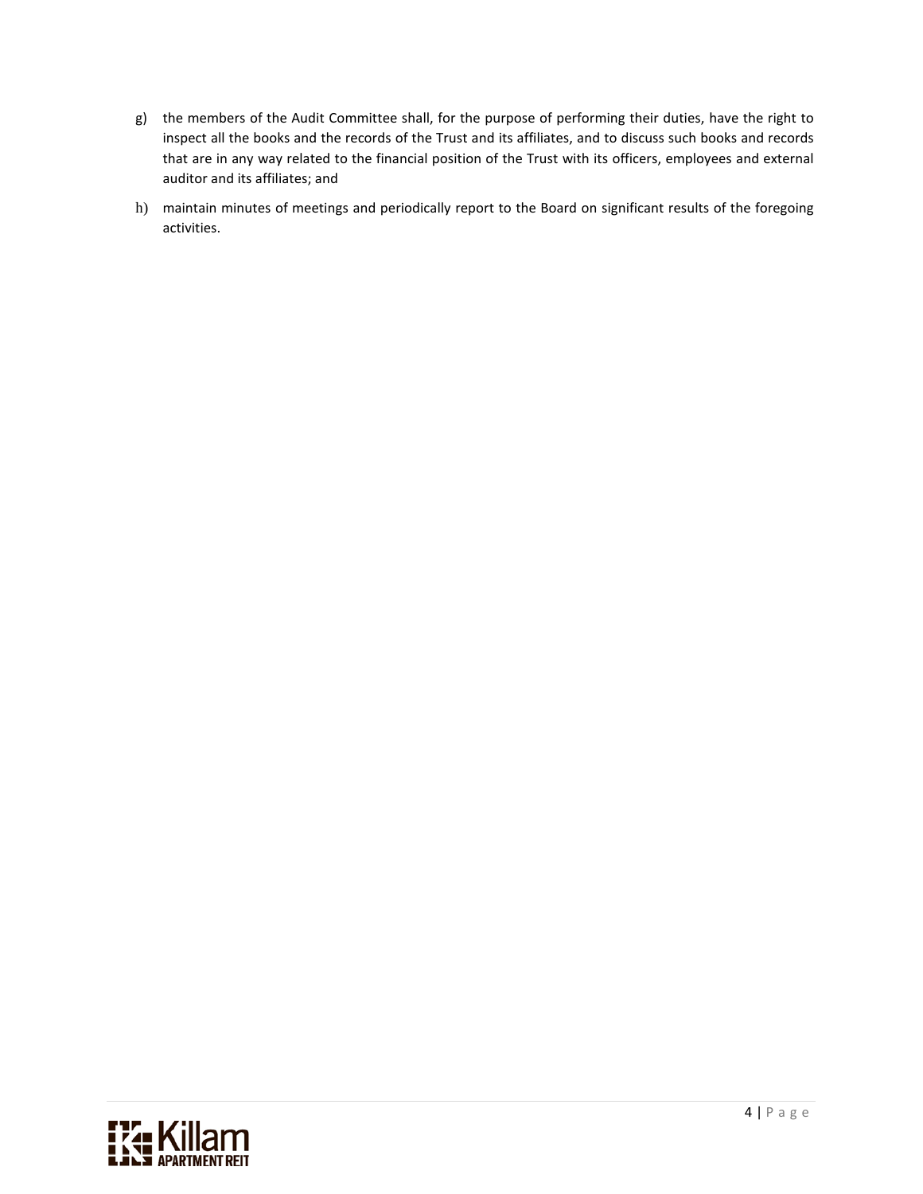g) the members of the Audit Committee shall, for the purpose of performing their duties, have the right to inspect all the books and the records of the Trust and its affiliates, and to discuss such books and records that are in any way related to the financial position of the Trust with its officers, employees and external auditor and its affiliates; and

h) maintain minutes of meetings and periodically report to the Board on significant results of the foregoing activities.